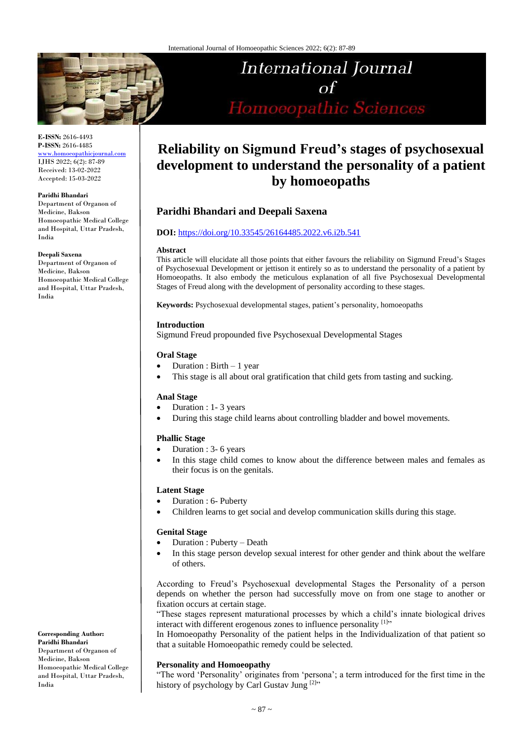E-ISSN: 2616-4493
P-ISSN: 2616-4485
www.homoeopathicjournal.com
IJHS 2022; 6(2): 87-89
Received: 13-02-2022
Accepted: 15-03-2022

**Paridhi Bhandari**
Department of Organon of Medicine, Bakson Homoeopathic Medical College and Hospital, Uttar Pradesh, India

**Deepali Saxena**
Department of Organon of Medicine, Bakson Homoeopathic Medical College and Hospital, Uttar Pradesh, India

**Corresponding Author:**
**Paridhi Bhandari**
Department of Organon of Medicine, Bakson Homoeopathic Medical College and Hospital, Uttar Pradesh, India

# Reliability on Sigmund Freud's stages of psychosexual development to understand the personality of a patient by homoeopaths

## Paridhi Bhandari and Deepali Saxena

**DOI:** https://doi.org/10.33545/26164485.2022.v6.i2b.541

### Abstract

This article will elucidate all those points that either favours the reliability on Sigmund Freud's Stages of Psychosexual Development or jettison it entirely so as to understand the personality of a patient by Homoeopaths. It also embody the meticulous explanation of all five Psychosexual Developmental Stages of Freud along with the development of personality according to these stages.

**Keywords:** Psychosexual developmental stages, patient's personality, homoeopaths

### Introduction

Sigmund Freud propounded five Psychosexual Developmental Stages

#### Oral Stage

- Duration : Birth – 1 year
- This stage is all about oral gratification that child gets from tasting and sucking.

#### Anal Stage

- Duration : 1- 3 years
- During this stage child learns about controlling bladder and bowel movements.

#### Phallic Stage

- Duration : 3- 6 years
- In this stage child comes to know about the difference between males and females as their focus is on the genitals.

#### Latent Stage

- Duration : 6- Puberty
- Children learns to get social and develop communication skills during this stage.

#### Genital Stage

- Duration : Puberty – Death
- In this stage person develop sexual interest for other gender and think about the welfare of others.

According to Freud's Psychosexual developmental Stages the Personality of a person depends on whether the person had successfully move on from one stage to another or fixation occurs at certain stage.

"These stages represent maturational processes by which a child's innate biological drives interact with different erogenous zones to influence personality [1]"

In Homoeopathy Personality of the patient helps in the Individualization of that patient so that a suitable Homoeopathic remedy could be selected.

### Personality and Homoeopathy

"The word 'Personality' originates from 'persona'; a term introduced for the first time in the history of psychology by Carl Gustav Jung [2]"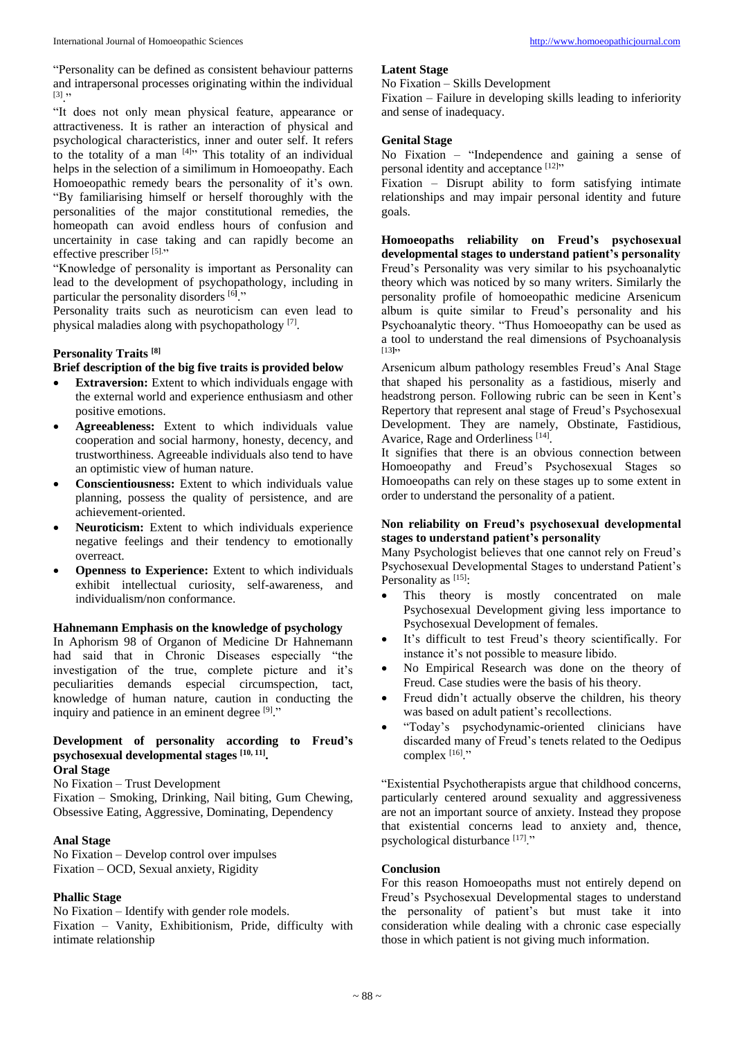"Personality can be defined as consistent behaviour patterns and intrapersonal processes originating within the individual [3]."

"It does not only mean physical feature, appearance or attractiveness. It is rather an interaction of physical and psychological characteristics, inner and outer self. It refers to the totality of a man [4]" This totality of an individual helps in the selection of a similimum in Homoeopathy. Each Homoeopathic remedy bears the personality of it's own. "By familiarising himself or herself thoroughly with the personalities of the major constitutional remedies, the homeopath can avoid endless hours of confusion and uncertainity in case taking and can rapidly become an effective prescriber [5]."

"Knowledge of personality is important as Personality can lead to the development of psychopathology, including in particular the personality disorders [6]."

Personality traits such as neuroticism can even lead to physical maladies along with psychopathology [7].

### Personality Traits [8]

**Brief description of the big five traits is provided below**

- **Extraversion:** Extent to which individuals engage with the external world and experience enthusiasm and other positive emotions.
- **Agreeableness:** Extent to which individuals value cooperation and social harmony, honesty, decency, and trustworthiness. Agreeable individuals also tend to have an optimistic view of human nature.
- **Conscientiousness:** Extent to which individuals value planning, possess the quality of persistence, and are achievement-oriented.
- **Neuroticism:** Extent to which individuals experience negative feelings and their tendency to emotionally overreact.
- **Openness to Experience:** Extent to which individuals exhibit intellectual curiosity, self-awareness, and individualism/non conformance.

### Hahnemann Emphasis on the knowledge of psychology

In Aphorism 98 of Organon of Medicine Dr Hahnemann had said that in Chronic Diseases especially "the investigation of the true, complete picture and it's peculiarities demands especial circumspection, tact, knowledge of human nature, caution in conducting the inquiry and patience in an eminent degree [9]."

### Development of personality according to Freud's psychosexual developmental stages [10, 11].

**Oral Stage**

No Fixation – Trust Development

Fixation – Smoking, Drinking, Nail biting, Gum Chewing, Obsessive Eating, Aggressive, Dominating, Dependency

**Anal Stage**

No Fixation – Develop control over impulses

Fixation – OCD, Sexual anxiety, Rigidity

**Phallic Stage**

No Fixation – Identify with gender role models.

Fixation – Vanity, Exhibitionism, Pride, difficulty with intimate relationship

**Latent Stage**

No Fixation – Skills Development

Fixation – Failure in developing skills leading to inferiority and sense of inadequacy.

**Genital Stage**

No Fixation – "Independence and gaining a sense of personal identity and acceptance [12]"

Fixation – Disrupt ability to form satisfying intimate relationships and may impair personal identity and future goals.

### Homoeopaths reliability on Freud's psychosexual developmental stages to understand patient's personality

Freud's Personality was very similar to his psychoanalytic theory which was noticed by so many writers. Similarly the personality profile of homoeopathic medicine Arsenicum album is quite similar to Freud's personality and his Psychoanalytic theory. "Thus Homoeopathy can be used as a tool to understand the real dimensions of Psychoanalysis [13]"

Arsenicum album pathology resembles Freud's Anal Stage that shaped his personality as a fastidious, miserly and headstrong person. Following rubric can be seen in Kent's Repertory that represent anal stage of Freud's Psychosexual Development. They are namely, Obstinate, Fastidious, Avarice, Rage and Orderliness [14].

It signifies that there is an obvious connection between Homoeopathy and Freud's Psychosexual Stages so Homoeopaths can rely on these stages up to some extent in order to understand the personality of a patient.

### Non reliability on Freud's psychosexual developmental stages to understand patient's personality

Many Psychologist believes that one cannot rely on Freud's Psychosexual Developmental Stages to understand Patient's Personality as [15]:

- This theory is mostly concentrated on male Psychosexual Development giving less importance to Psychosexual Development of females.
- It's difficult to test Freud's theory scientifically. For instance it's not possible to measure libido.
- No Empirical Research was done on the theory of Freud. Case studies were the basis of his theory.
- Freud didn't actually observe the children, his theory was based on adult patient's recollections.
- "Today's psychodynamic-oriented clinicians have discarded many of Freud's tenets related to the Oedipus complex [16]."

"Existential Psychotherapists argue that childhood concerns, particularly centered around sexuality and aggressiveness are not an important source of anxiety. Instead they propose that existential concerns lead to anxiety and, thence, psychological disturbance [17]."

### Conclusion

For this reason Homoeopaths must not entirely depend on Freud's Psychosexual Developmental stages to understand the personality of patient's but must take it into consideration while dealing with a chronic case especially those in which patient is not giving much information.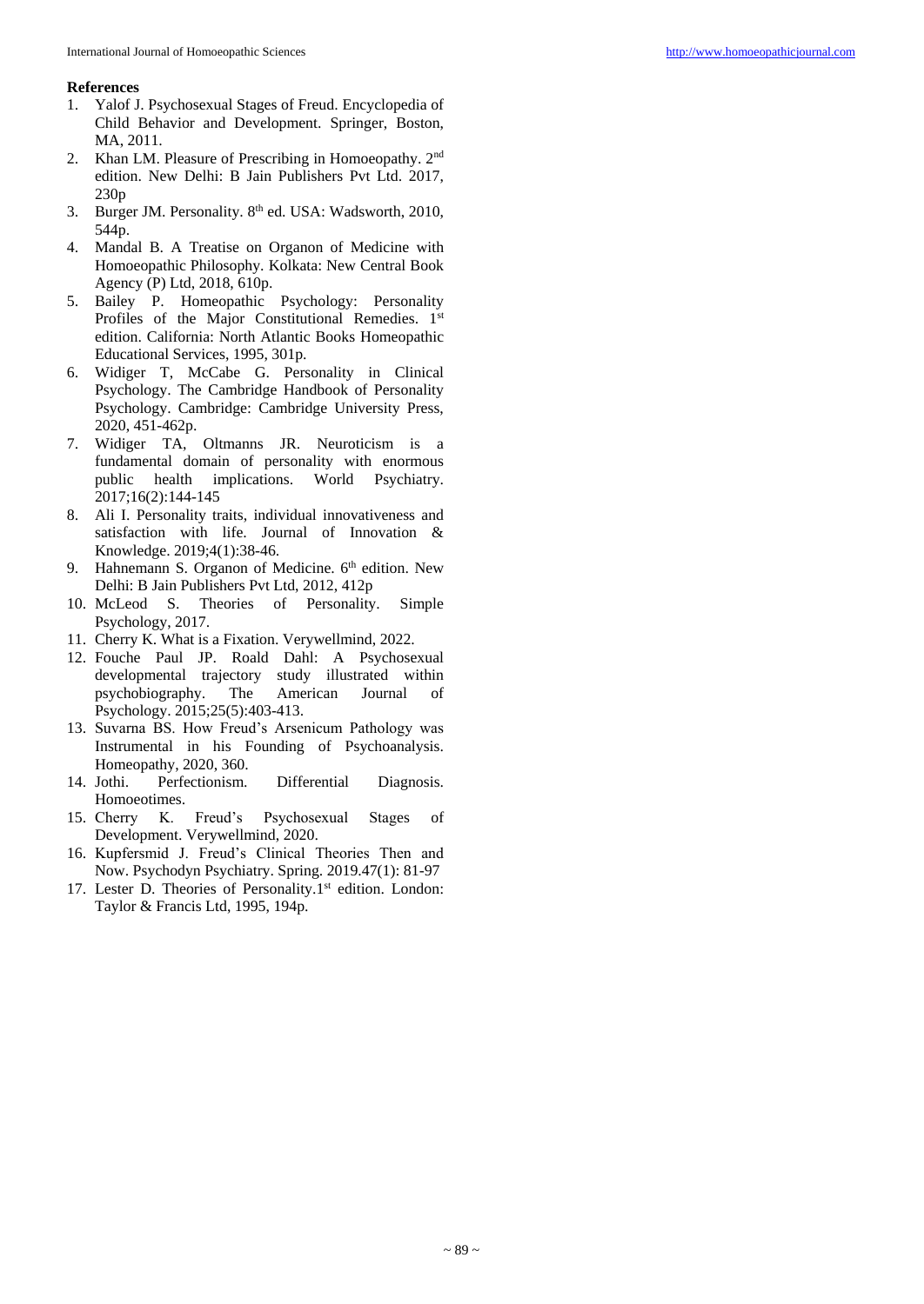**References**

1. Yalof J. Psychosexual Stages of Freud. Encyclopedia of Child Behavior and Development. Springer, Boston, MA, 2011.
2. Khan LM. Pleasure of Prescribing in Homoeopathy. 2nd edition. New Delhi: B Jain Publishers Pvt Ltd. 2017, 230p
3. Burger JM. Personality. 8th ed. USA: Wadsworth, 2010, 544p.
4. Mandal B. A Treatise on Organon of Medicine with Homoeopathic Philosophy. Kolkata: New Central Book Agency (P) Ltd, 2018, 610p.
5. Bailey P. Homeopathic Psychology: Personality Profiles of the Major Constitutional Remedies. 1st edition. California: North Atlantic Books Homeopathic Educational Services, 1995, 301p.
6. Widiger T, McCabe G. Personality in Clinical Psychology. The Cambridge Handbook of Personality Psychology. Cambridge: Cambridge University Press, 2020, 451-462p.
7. Widiger TA, Oltmanns JR. Neuroticism is a fundamental domain of personality with enormous public health implications. World Psychiatry. 2017;16(2):144-145
8. Ali I. Personality traits, individual innovativeness and satisfaction with life. Journal of Innovation & Knowledge. 2019;4(1):38-46.
9. Hahnemann S. Organon of Medicine. 6th edition. New Delhi: B Jain Publishers Pvt Ltd, 2012, 412p
10. McLeod S. Theories of Personality. Simple Psychology, 2017.
11. Cherry K. What is a Fixation. Verywellmind, 2022.
12. Fouche Paul JP. Roald Dahl: A Psychosexual developmental trajectory study illustrated within psychobiography. The American Journal of Psychology. 2015;25(5):403-413.
13. Suvarna BS. How Freud's Arsenicum Pathology was Instrumental in his Founding of Psychoanalysis. Homeopathy, 2020, 360.
14. Jothi. Perfectionism. Differential Diagnosis. Homoeotimes.
15. Cherry K. Freud's Psychosexual Stages of Development. Verywellmind, 2020.
16. Kupfersmid J. Freud's Clinical Theories Then and Now. Psychodyn Psychiatry. Spring. 2019.47(1): 81-97
17. Lester D. Theories of Personality.1st edition. London: Taylor & Francis Ltd, 1995, 194p.